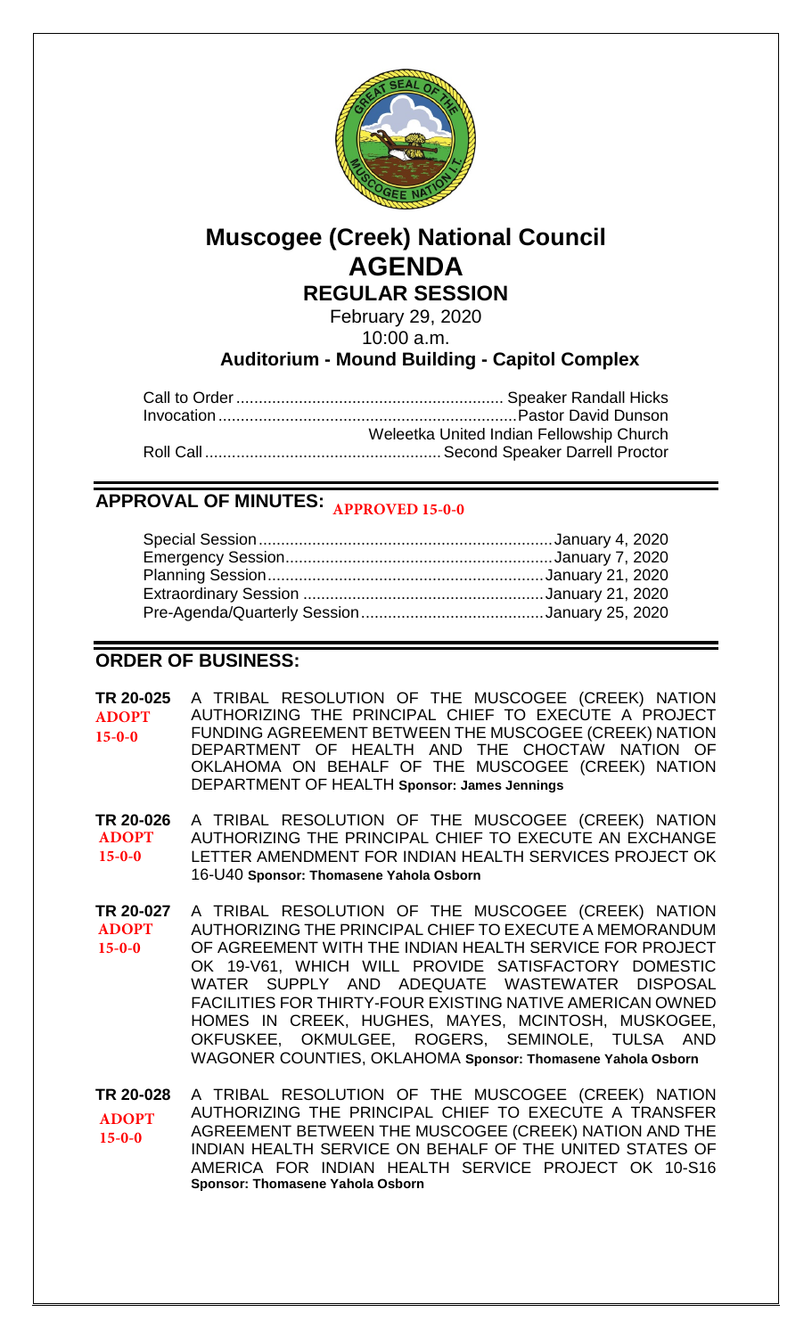# Muscogee (Creek) National Council
# AGENDA
## REGULAR SESSION

February 29, 2020
10:00 a.m.
**Auditorium - Mound Building - Capitol Complex**

Call to Order ........................................................... Speaker Randall Hicks
Invocation ................................................................. Pastor David Dunson
Weleetka United Indian Fellowship Church
Roll Call ................................................... Second Speaker Darrell Proctor

## APPROVAL OF MINUTES: APPROVED 15-0-0

Special Session ................................................................ January 4, 2020
Emergency Session .......................................................... January 7, 2020
Planning Session ............................................................ January 21, 2020
Extraordinary Session ..................................................... January 21, 2020
Pre-Agenda/Quarterly Session ........................................ January 25, 2020

## ORDER OF BUSINESS:

**TR 20-025** ADOPT 15-0-0 — A TRIBAL RESOLUTION OF THE MUSCOGEE (CREEK) NATION AUTHORIZING THE PRINCIPAL CHIEF TO EXECUTE A PROJECT FUNDING AGREEMENT BETWEEN THE MUSCOGEE (CREEK) NATION DEPARTMENT OF HEALTH AND THE CHOCTAW NATION OF OKLAHOMA ON BEHALF OF THE MUSCOGEE (CREEK) NATION DEPARTMENT OF HEALTH **Sponsor: James Jennings**

**TR 20-026** ADOPT 15-0-0 — A TRIBAL RESOLUTION OF THE MUSCOGEE (CREEK) NATION AUTHORIZING THE PRINCIPAL CHIEF TO EXECUTE AN EXCHANGE LETTER AMENDMENT FOR INDIAN HEALTH SERVICES PROJECT OK 16-U40 **Sponsor: Thomasene Yahola Osborn**

**TR 20-027** ADOPT 15-0-0 — A TRIBAL RESOLUTION OF THE MUSCOGEE (CREEK) NATION AUTHORIZING THE PRINCIPAL CHIEF TO EXECUTE A MEMORANDUM OF AGREEMENT WITH THE INDIAN HEALTH SERVICE FOR PROJECT OK 19-V61, WHICH WILL PROVIDE SATISFACTORY DOMESTIC WATER SUPPLY AND ADEQUATE WASTEWATER DISPOSAL FACILITIES FOR THIRTY-FOUR EXISTING NATIVE AMERICAN OWNED HOMES IN CREEK, HUGHES, MAYES, MCINTOSH, MUSKOGEE, OKFUSKEE, OKMULGEE, ROGERS, SEMINOLE, TULSA AND WAGONER COUNTIES, OKLAHOMA **Sponsor: Thomasene Yahola Osborn**

**TR 20-028** ADOPT 15-0-0 — A TRIBAL RESOLUTION OF THE MUSCOGEE (CREEK) NATION AUTHORIZING THE PRINCIPAL CHIEF TO EXECUTE A TRANSFER AGREEMENT BETWEEN THE MUSCOGEE (CREEK) NATION AND THE INDIAN HEALTH SERVICE ON BEHALF OF THE UNITED STATES OF AMERICA FOR INDIAN HEALTH SERVICE PROJECT OK 10-S16 **Sponsor: Thomasene Yahola Osborn**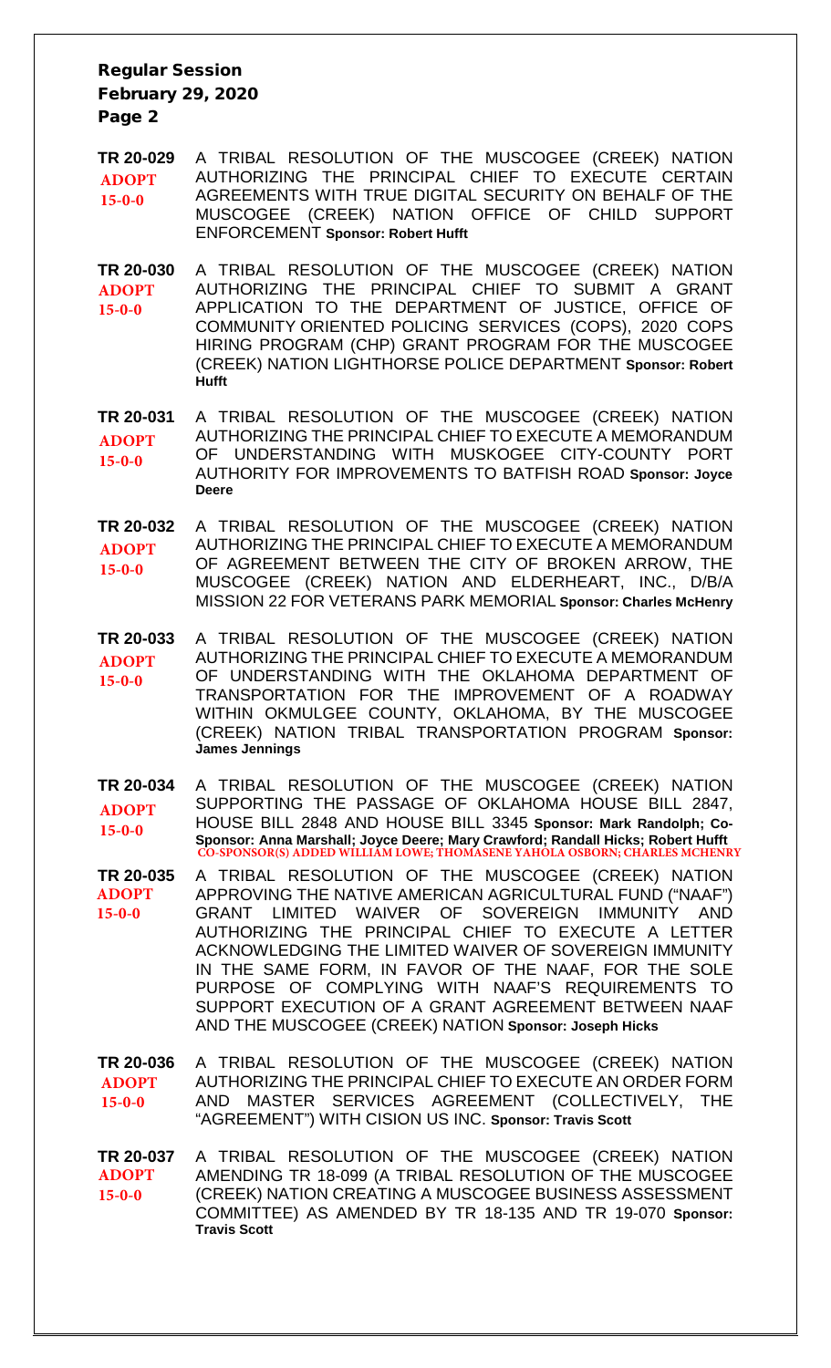**TR 20-029** **ADOPT 15-0-0**
A TRIBAL RESOLUTION OF THE MUSCOGEE (CREEK) NATION AUTHORIZING THE PRINCIPAL CHIEF TO EXECUTE CERTAIN AGREEMENTS WITH TRUE DIGITAL SECURITY ON BEHALF OF THE MUSCOGEE (CREEK) NATION OFFICE OF CHILD SUPPORT ENFORCEMENT **Sponsor: Robert Hufft**

**TR 20-030** **ADOPT 15-0-0**
A TRIBAL RESOLUTION OF THE MUSCOGEE (CREEK) NATION AUTHORIZING THE PRINCIPAL CHIEF TO SUBMIT A GRANT APPLICATION TO THE DEPARTMENT OF JUSTICE, OFFICE OF COMMUNITY ORIENTED POLICING SERVICES (COPS), 2020 COPS HIRING PROGRAM (CHP) GRANT PROGRAM FOR THE MUSCOGEE (CREEK) NATION LIGHTHORSE POLICE DEPARTMENT **Sponsor: Robert Hufft**

**TR 20-031** **ADOPT 15-0-0**
A TRIBAL RESOLUTION OF THE MUSCOGEE (CREEK) NATION AUTHORIZING THE PRINCIPAL CHIEF TO EXECUTE A MEMORANDUM OF UNDERSTANDING WITH MUSKOGEE CITY-COUNTY PORT AUTHORITY FOR IMPROVEMENTS TO BATFISH ROAD **Sponsor: Joyce Deere**

**TR 20-032** **ADOPT 15-0-0**
A TRIBAL RESOLUTION OF THE MUSCOGEE (CREEK) NATION AUTHORIZING THE PRINCIPAL CHIEF TO EXECUTE A MEMORANDUM OF AGREEMENT BETWEEN THE CITY OF BROKEN ARROW, THE MUSCOGEE (CREEK) NATION AND ELDERHEART, INC., D/B/A MISSION 22 FOR VETERANS PARK MEMORIAL **Sponsor: Charles McHenry**

**TR 20-033** **ADOPT 15-0-0**
A TRIBAL RESOLUTION OF THE MUSCOGEE (CREEK) NATION AUTHORIZING THE PRINCIPAL CHIEF TO EXECUTE A MEMORANDUM OF UNDERSTANDING WITH THE OKLAHOMA DEPARTMENT OF TRANSPORTATION FOR THE IMPROVEMENT OF A ROADWAY WITHIN OKMULGEE COUNTY, OKLAHOMA, BY THE MUSCOGEE (CREEK) NATION TRIBAL TRANSPORTATION PROGRAM **Sponsor: James Jennings**

**TR 20-034** **ADOPT 15-0-0**
A TRIBAL RESOLUTION OF THE MUSCOGEE (CREEK) NATION SUPPORTING THE PASSAGE OF OKLAHOMA HOUSE BILL 2847, HOUSE BILL 2848 AND HOUSE BILL 3345 **Sponsor: Mark Randolph; Co-Sponsor: Anna Marshall; Joyce Deere; Mary Crawford; Randall Hicks; Robert Hufft**
CO-SPONSOR(S) ADDED WILLIAM LOWE; THOMASENE YAHOLA OSBORN; CHARLES MCHENRY

**TR 20-035** **ADOPT 15-0-0**
A TRIBAL RESOLUTION OF THE MUSCOGEE (CREEK) NATION APPROVING THE NATIVE AMERICAN AGRICULTURAL FUND ("NAAF") GRANT LIMITED WAIVER OF SOVEREIGN IMMUNITY AND AUTHORIZING THE PRINCIPAL CHIEF TO EXECUTE A LETTER ACKNOWLEDGING THE LIMITED WAIVER OF SOVEREIGN IMMUNITY IN THE SAME FORM, IN FAVOR OF THE NAAF, FOR THE SOLE PURPOSE OF COMPLYING WITH NAAF'S REQUIREMENTS TO SUPPORT EXECUTION OF A GRANT AGREEMENT BETWEEN NAAF AND THE MUSCOGEE (CREEK) NATION **Sponsor: Joseph Hicks**

**TR 20-036** **ADOPT 15-0-0**
A TRIBAL RESOLUTION OF THE MUSCOGEE (CREEK) NATION AUTHORIZING THE PRINCIPAL CHIEF TO EXECUTE AN ORDER FORM AND MASTER SERVICES AGREEMENT (COLLECTIVELY, THE "AGREEMENT") WITH CISION US INC. **Sponsor: Travis Scott**

**TR 20-037** **ADOPT 15-0-0**
A TRIBAL RESOLUTION OF THE MUSCOGEE (CREEK) NATION AMENDING TR 18-099 (A TRIBAL RESOLUTION OF THE MUSCOGEE (CREEK) NATION CREATING A MUSCOGEE BUSINESS ASSESSMENT COMMITTEE) AS AMENDED BY TR 18-135 AND TR 19-070 **Sponsor: Travis Scott**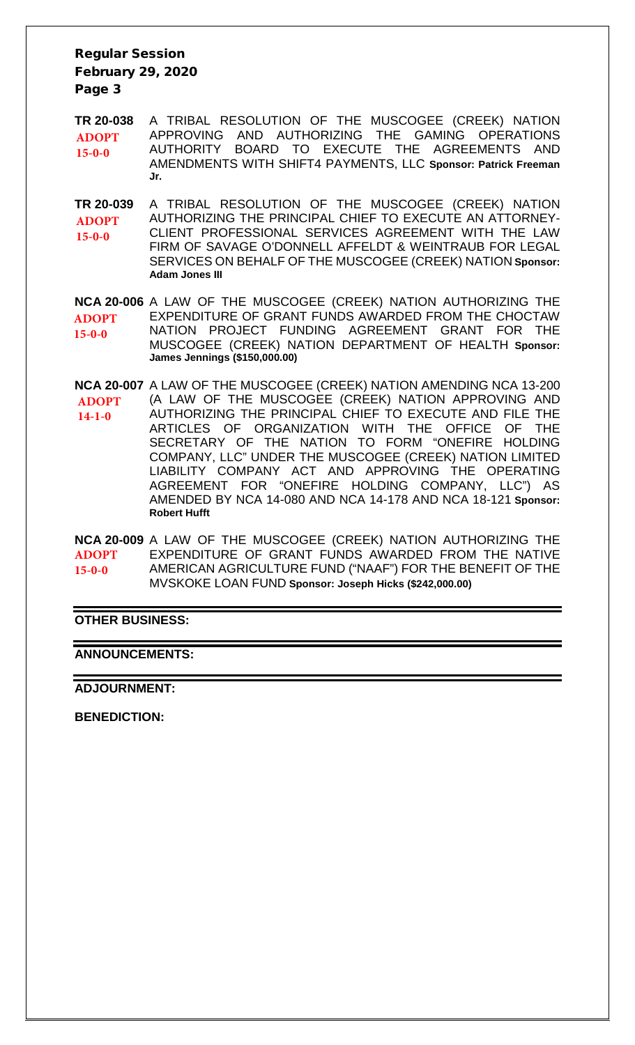**TR 20-038** A TRIBAL RESOLUTION OF THE MUSCOGEE (CREEK) NATION APPROVING AND AUTHORIZING THE GAMING OPERATIONS AUTHORITY BOARD TO EXECUTE THE AGREEMENTS AND AMENDMENTS WITH SHIFT4 PAYMENTS, LLC **Sponsor: Patrick Freeman Jr.**
**ADOPT 15-0-0**

**TR 20-039** A TRIBAL RESOLUTION OF THE MUSCOGEE (CREEK) NATION AUTHORIZING THE PRINCIPAL CHIEF TO EXECUTE AN ATTORNEY-CLIENT PROFESSIONAL SERVICES AGREEMENT WITH THE LAW FIRM OF SAVAGE O'DONNELL AFFELDT & WEINTRAUB FOR LEGAL SERVICES ON BEHALF OF THE MUSCOGEE (CREEK) NATION **Sponsor: Adam Jones III**
**ADOPT 15-0-0**

**NCA 20-006** A LAW OF THE MUSCOGEE (CREEK) NATION AUTHORIZING THE EXPENDITURE OF GRANT FUNDS AWARDED FROM THE CHOCTAW NATION PROJECT FUNDING AGREEMENT GRANT FOR THE MUSCOGEE (CREEK) NATION DEPARTMENT OF HEALTH **Sponsor: James Jennings ($150,000.00)**
**ADOPT 15-0-0**

**NCA 20-007** A LAW OF THE MUSCOGEE (CREEK) NATION AMENDING NCA 13-200 (A LAW OF THE MUSCOGEE (CREEK) NATION APPROVING AND AUTHORIZING THE PRINCIPAL CHIEF TO EXECUTE AND FILE THE ARTICLES OF ORGANIZATION WITH THE OFFICE OF THE SECRETARY OF THE NATION TO FORM "ONEFIRE HOLDING COMPANY, LLC" UNDER THE MUSCOGEE (CREEK) NATION LIMITED LIABILITY COMPANY ACT AND APPROVING THE OPERATING AGREEMENT FOR "ONEFIRE HOLDING COMPANY, LLC") AS AMENDED BY NCA 14-080 AND NCA 14-178 AND NCA 18-121 **Sponsor: Robert Hufft**
**ADOPT 14-1-0**

**NCA 20-009** A LAW OF THE MUSCOGEE (CREEK) NATION AUTHORIZING THE EXPENDITURE OF GRANT FUNDS AWARDED FROM THE NATIVE AMERICAN AGRICULTURE FUND ("NAAF") FOR THE BENEFIT OF THE MVSKOKE LOAN FUND **Sponsor: Joseph Hicks ($242,000.00)**
**ADOPT 15-0-0**

**OTHER BUSINESS:**

**ANNOUNCEMENTS:**

**ADJOURNMENT:**

**BENEDICTION:**